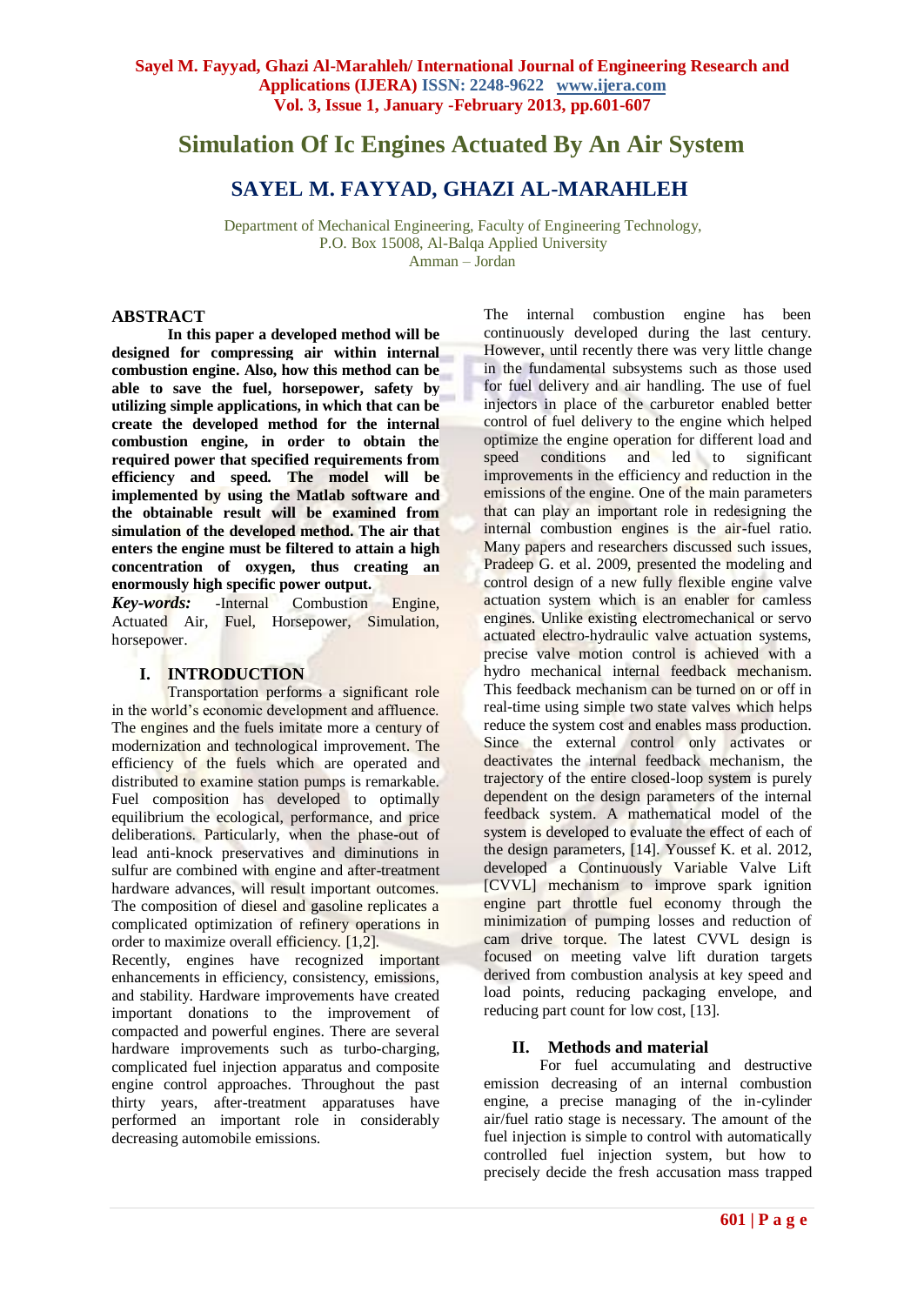# Simulation Of Ic Engines Actuated By An Air System

## SAYEL M. FAYYAD, GHAZI AL-MARAHLEH

Department of Mechanical Engineering, Faculty of Engineering Technology,
P.O. Box 15008, Al-Balqa Applied University
Amman – Jordan

## ABSTRACT

**In this paper a developed method will be designed for compressing air within internal combustion engine. Also, how this method can be able to save the fuel, horsepower, safety by utilizing simple applications, in which that can be create the developed method for the internal combustion engine, in order to obtain the required power that specified requirements from efficiency and speed. The model will be implemented by using the Matlab software and the obtainable result will be examined from simulation of the developed method. The air that enters the engine must be filtered to attain a high concentration of oxygen, thus creating an enormously high specific power output.**

***Key-words:*** -Internal Combustion Engine, Actuated Air, Fuel, Horsepower, Simulation, horsepower.

## I. INTRODUCTION

Transportation performs a significant role in the world's economic development and affluence. The engines and the fuels imitate more a century of modernization and technological improvement. The efficiency of the fuels which are operated and distributed to examine station pumps is remarkable. Fuel composition has developed to optimally equilibrium the ecological, performance, and price deliberations. Particularly, when the phase-out of lead anti-knock preservatives and diminutions in sulfur are combined with engine and after-treatment hardware advances, will result important outcomes. The composition of diesel and gasoline replicates a complicated optimization of refinery operations in order to maximize overall efficiency. [1,2].

Recently, engines have recognized important enhancements in efficiency, consistency, emissions, and stability. Hardware improvements have created important donations to the improvement of compacted and powerful engines. There are several hardware improvements such as turbo-charging, complicated fuel injection apparatus and composite engine control approaches. Throughout the past thirty years, after-treatment apparatuses have performed an important role in considerably decreasing automobile emissions.

The internal combustion engine has been continuously developed during the last century. However, until recently there was very little change in the fundamental subsystems such as those used for fuel delivery and air handling. The use of fuel injectors in place of the carburetor enabled better control of fuel delivery to the engine which helped optimize the engine operation for different load and speed conditions and led to significant improvements in the efficiency and reduction in the emissions of the engine. One of the main parameters that can play an important role in redesigning the internal combustion engines is the air-fuel ratio. Many papers and researchers discussed such issues, Pradeep G. et al. 2009, presented the modeling and control design of a new fully flexible engine valve actuation system which is an enabler for camless engines. Unlike existing electromechanical or servo actuated electro-hydraulic valve actuation systems, precise valve motion control is achieved with a hydro mechanical internal feedback mechanism. This feedback mechanism can be turned on or off in real-time using simple two state valves which helps reduce the system cost and enables mass production. Since the external control only activates or deactivates the internal feedback mechanism, the trajectory of the entire closed-loop system is purely dependent on the design parameters of the internal feedback system. A mathematical model of the system is developed to evaluate the effect of each of the design parameters, [14]. Youssef K. et al. 2012, developed a Continuously Variable Valve Lift [CVVL] mechanism to improve spark ignition engine part throttle fuel economy through the minimization of pumping losses and reduction of cam drive torque. The latest CVVL design is focused on meeting valve lift duration targets derived from combustion analysis at key speed and load points, reducing packaging envelope, and reducing part count for low cost, [13].

## II. Methods and material

For fuel accumulating and destructive emission decreasing of an internal combustion engine, a precise managing of the in-cylinder air/fuel ratio stage is necessary. The amount of the fuel injection is simple to control with automatically controlled fuel injection system, but how to precisely decide the fresh accusation mass trapped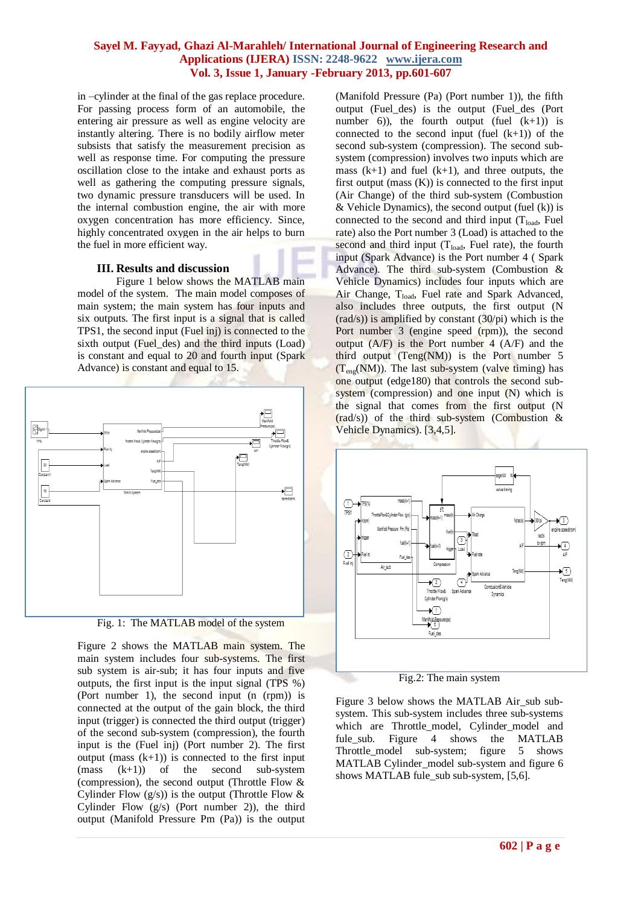in –cylinder at the final of the gas replace procedure. For passing process form of an automobile, the entering air pressure as well as engine velocity are instantly altering. There is no bodily airflow meter subsists that satisfy the measurement precision as well as response time. For computing the pressure oscillation close to the intake and exhaust ports as well as gathering the computing pressure signals, two dynamic pressure transducers will be used. In the internal combustion engine, the air with more oxygen concentration has more efficiency. Since, highly concentrated oxygen in the air helps to burn the fuel in more efficient way.

## III. Results and discussion

Figure 1 below shows the MATLAB main model of the system. The main model composes of main system; the main system has four inputs and six outputs. The first input is a signal that is called TPS1, the second input (Fuel inj) is connected to the sixth output (Fuel_des) and the third inputs (Load) is constant and equal to 20 and fourth input (Spark Advance) is constant and equal to 15.

Fig. 1: The MATLAB model of the system

Figure 2 shows the MATLAB main system. The main system includes four sub-systems. The first sub system is air-sub; it has four inputs and five outputs, the first input is the input signal (TPS %) (Port number 1), the second input (n (rpm)) is connected at the output of the gain block, the third input (trigger) is connected the third output (trigger) of the second sub-system (compression), the fourth input is the (Fuel inj) (Port number 2). The first output (mass (k+1)) is connected to the first input (mass (k+1)) of the second sub-system (compression), the second output (Throttle Flow & Cylinder Flow (g/s)) is the output (Throttle Flow & Cylinder Flow (g/s) (Port number 2)), the third output (Manifold Pressure Pm (Pa)) is the output (Manifold Pressure (Pa) (Port number 1)), the fifth output (Fuel_des) is the output (Fuel_des (Port number 6)), the fourth output (fuel (k+1)) is connected to the second input (fuel (k+1)) of the second sub-system (compression). The second sub-system (compression) involves two inputs which are mass (k+1) and fuel (k+1), and three outputs, the first output (mass (K)) is connected to the first input (Air Change) of the third sub-system (Combustion & Vehicle Dynamics), the second output (fuel (k)) is connected to the second and third input ($T_{load}$, Fuel rate) also the Port number 3 (Load) is attached to the second and third input ($T_{load}$, Fuel rate), the fourth input (Spark Advance) is the Port number 4 ( Spark Advance). The third sub-system (Combustion & Vehicle Dynamics) includes four inputs which are Air Change, $T_{load}$, Fuel rate and Spark Advanced, also includes three outputs, the first output (N (rad/s)) is amplified by constant (30/pi) which is the Port number 3 (engine speed (rpm)), the second output (A/F) is the Port number 4 (A/F) and the third output (Teng(NM)) is the Port number 5 ($T_{eng}$(NM)). The last sub-system (valve timing) has one output (edge180) that controls the second sub-system (compression) and one input (N) which is the signal that comes from the first output (N (rad/s)) of the third sub-system (Combustion & Vehicle Dynamics). [3,4,5].

Fig.2: The main system

Figure 3 below shows the MATLAB Air_sub sub-system. This sub-system includes three sub-systems which are Throttle_model, Cylinder_model and fule_sub. Figure 4 shows the MATLAB Throttle_model sub-system; figure 5 shows MATLAB Cylinder_model sub-system and figure 6 shows MATLAB fule_sub sub-system, [5,6].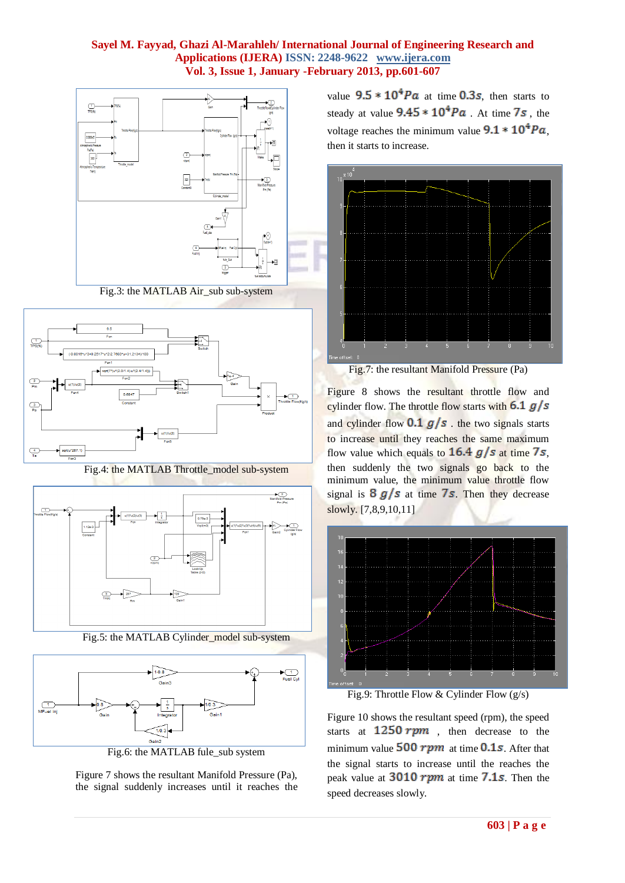Fig.3: the MATLAB Air_sub sub-system

Fig.4: the MATLAB Throttle_model sub-system

Fig.5: the MATLAB Cylinder_model sub-system

Fig.6: the MATLAB fule_sub system

Figure 7 shows the resultant Manifold Pressure (Pa), the signal suddenly increases until it reaches the value $9.5 * 10^4 Pa$ at time $0.3s$, then starts to steady at value $9.45 * 10^4 Pa$. At time $7s$, the voltage reaches the minimum value $9.1 * 10^4 Pa$, then it starts to increase.

Fig.7: the resultant Manifold Pressure (Pa)

Figure 8 shows the resultant throttle flow and cylinder flow. The throttle flow starts with $6.1\ g/s$ and cylinder flow $0.1\ g/s$. the two signals starts to increase until they reaches the same maximum flow value which equals to $16.4\ g/s$ at time $7s$, then suddenly the two signals go back to the minimum value, the minimum value throttle flow signal is $8\ g/s$ at time $7s$. Then they decrease slowly. [7,8,9,10,11]

Fig.9: Throttle Flow & Cylinder Flow (g/s)

Figure 10 shows the resultant speed (rpm), the speed starts at $1250\ rpm$, then decrease to the minimum value $500\ rpm$ at time $0.1s$. After that the signal starts to increase until the reaches the peak value at $3010\ rpm$ at time $7.1s$. Then the speed decreases slowly.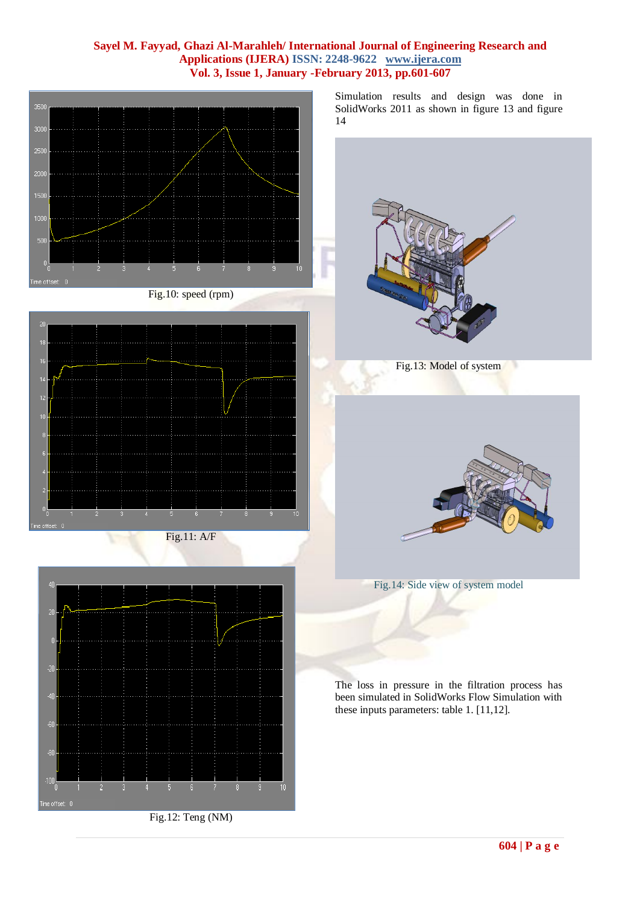Fig.10: speed (rpm)

Fig.11: A/F

Fig.12: Teng (NM)

Simulation results and design was done in SolidWorks 2011 as shown in figure 13 and figure 14

Fig.13: Model of system

Fig.14: Side view of system model

The loss in pressure in the filtration process has been simulated in SolidWorks Flow Simulation with these inputs parameters: table 1. [11,12].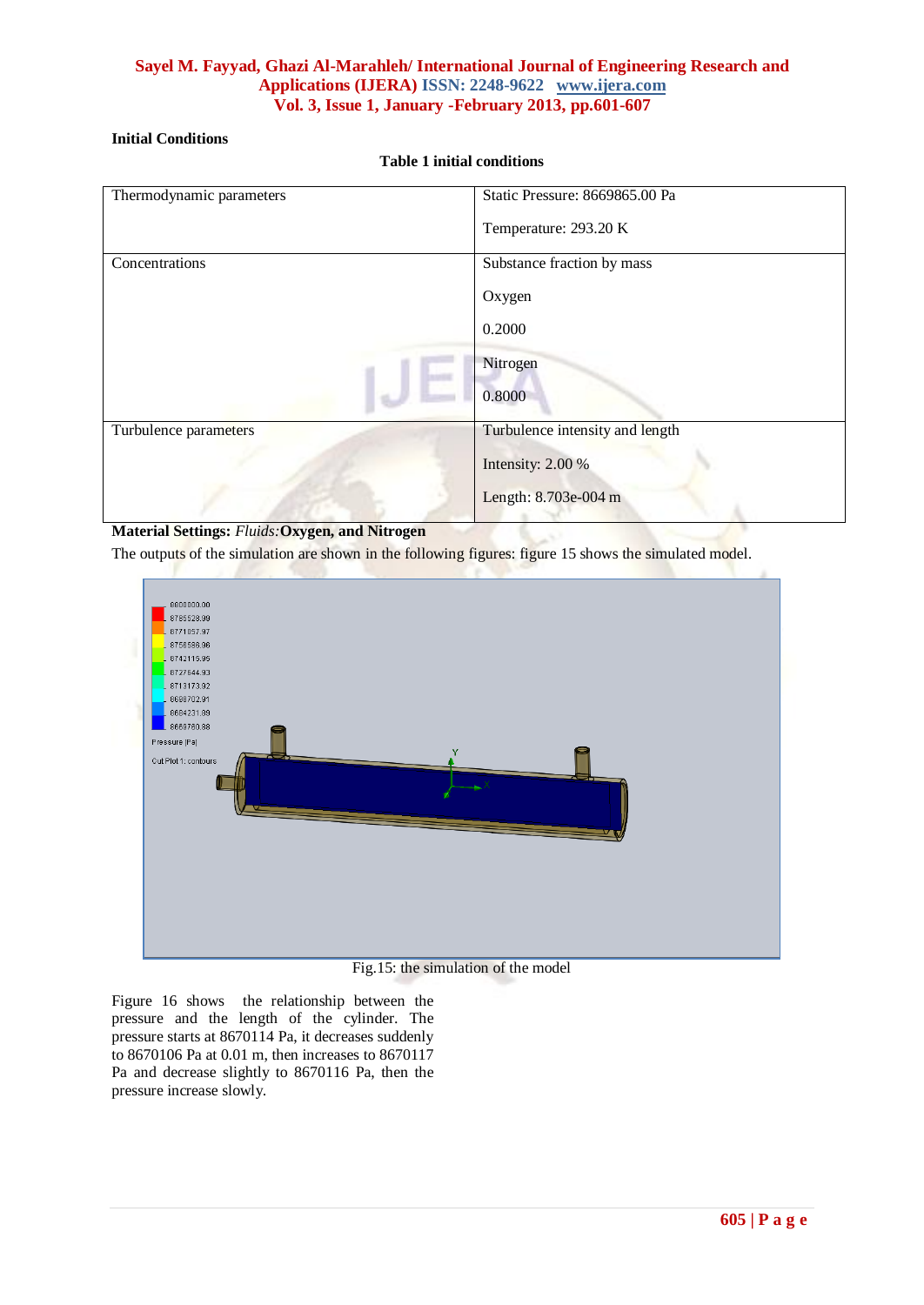**Initial Conditions**

**Table 1 initial conditions**

| | |
|---|---|
| Thermodynamic parameters | Static Pressure: 8669865.00 Pa<br><br>Temperature: 293.20 K |
| Concentrations | Substance fraction by mass<br><br>Oxygen<br><br>0.2000<br><br>Nitrogen<br><br>0.8000 |
| Turbulence parameters | Turbulence intensity and length<br><br>Intensity: 2.00 %<br><br>Length: 8.703e-004 m |

**Material Settings:** *Fluids:* **Oxygen, and Nitrogen**

The outputs of the simulation are shown in the following figures: figure 15 shows the simulated model.

Fig.15: the simulation of the model

Figure 16 shows the relationship between the pressure and the length of the cylinder. The pressure starts at 8670114 Pa, it decreases suddenly to 8670106 Pa at 0.01 m, then increases to 8670117 Pa and decrease slightly to 8670116 Pa, then the pressure increase slowly.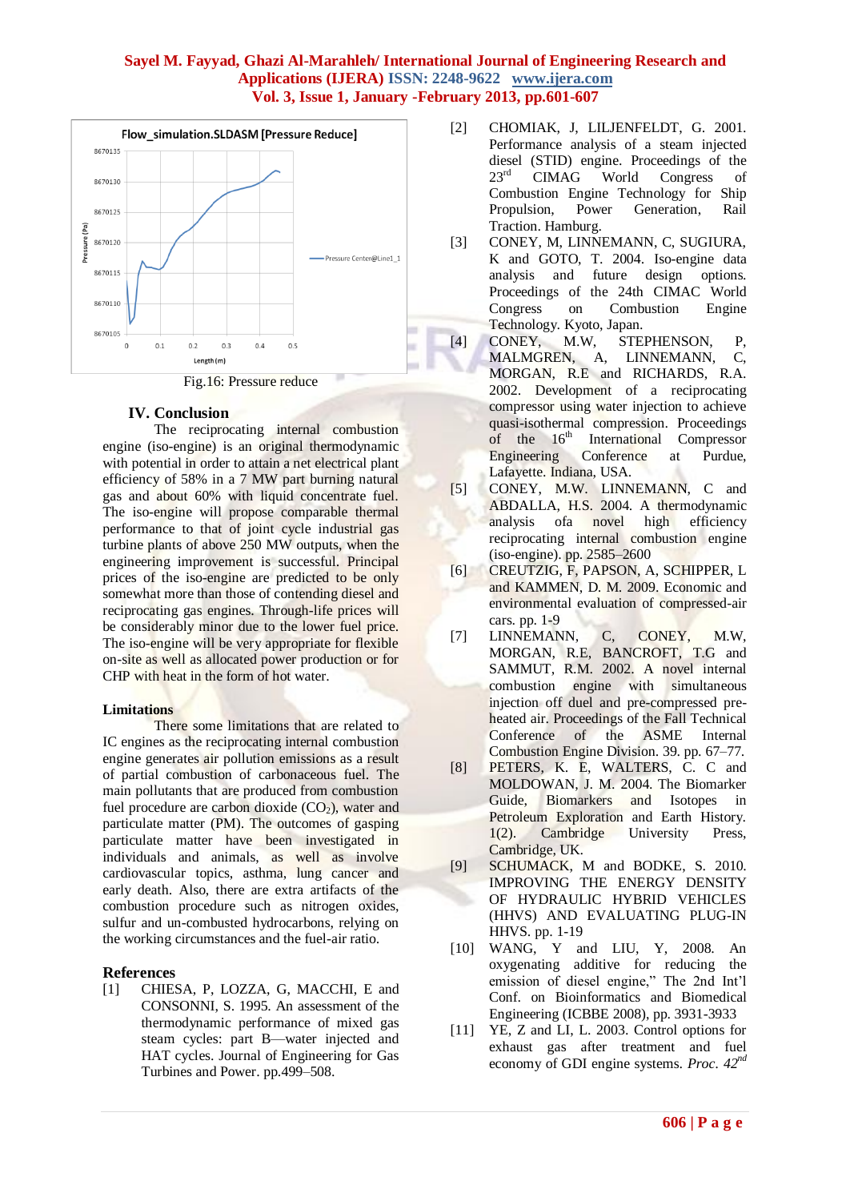Fig.16: Pressure reduce

## IV. Conclusion

The reciprocating internal combustion engine (iso-engine) is an original thermodynamic with potential in order to attain a net electrical plant efficiency of 58% in a 7 MW part burning natural gas and about 60% with liquid concentrate fuel. The iso-engine will propose comparable thermal performance to that of joint cycle industrial gas turbine plants of above 250 MW outputs, when the engineering improvement is successful. Principal prices of the iso-engine are predicted to be only somewhat more than those of contending diesel and reciprocating gas engines. Through-life prices will be considerably minor due to the lower fuel price. The iso-engine will be very appropriate for flexible on-site as well as allocated power production or for CHP with heat in the form of hot water.

### Limitations

There some limitations that are related to IC engines as the reciprocating internal combustion engine generates air pollution emissions as a result of partial combustion of carbonaceous fuel. The main pollutants that are produced from combustion fuel procedure are carbon dioxide ($CO_2$), water and particulate matter (PM). The outcomes of gasping particulate matter have been investigated in individuals and animals, as well as involve cardiovascular topics, asthma, lung cancer and early death. Also, there are extra artifacts of the combustion procedure such as nitrogen oxides, sulfur and un-combusted hydrocarbons, relying on the working circumstances and the fuel-air ratio.

## References

[1] CHIESA, P, LOZZA, G, MACCHI, E and CONSONNI, S. 1995. An assessment of the thermodynamic performance of mixed gas steam cycles: part B—water injected and HAT cycles. Journal of Engineering for Gas Turbines and Power. pp.499–508.

[2] CHOMIAK, J, LILJENFELDT, G. 2001. Performance analysis of a steam injected diesel (STID) engine. Proceedings of the 23rd CIMAG World Congress of Combustion Engine Technology for Ship Propulsion, Power Generation, Rail Traction. Hamburg.

[3] CONEY, M, LINNEMANN, C, SUGIURA, K and GOTO, T. 2004. Iso-engine data analysis and future design options. Proceedings of the 24th CIMAC World Congress on Combustion Engine Technology. Kyoto, Japan.

[4] CONEY, M.W, STEPHENSON, P, MALMGREN, A, LINNEMANN, C, MORGAN, R.E and RICHARDS, R.A. 2002. Development of a reciprocating compressor using water injection to achieve quasi-isothermal compression. Proceedings of the 16th International Compressor Engineering Conference at Purdue, Lafayette. Indiana, USA.

[5] CONEY, M.W. LINNEMANN, C and ABDALLA, H.S. 2004. A thermodynamic analysis ofa novel high efficiency reciprocating internal combustion engine (iso-engine). pp. 2585–2600

[6] CREUTZIG, F, PAPSON, A, SCHIPPER, L and KAMMEN, D. M. 2009. Economic and environmental evaluation of compressed-air cars. pp. 1-9

[7] LINNEMANN, C, CONEY, M.W, MORGAN, R.E, BANCROFT, T.G and SAMMUT, R.M. 2002. A novel internal combustion engine with simultaneous injection off duel and pre-compressed pre-heated air. Proceedings of the Fall Technical Conference of the ASME Internal Combustion Engine Division. 39. pp. 67–77.

[8] PETERS, K. E, WALTERS, C. C and MOLDOWAN, J. M. 2004. The Biomarker Guide, Biomarkers and Isotopes in Petroleum Exploration and Earth History. 1(2). Cambridge University Press, Cambridge, UK.

[9] SCHUMACK, M and BODKE, S. 2010. IMPROVING THE ENERGY DENSITY OF HYDRAULIC HYBRID VEHICLES (HHVS) AND EVALUATING PLUG-IN HHVS. pp. 1-19

[10] WANG, Y and LIU, Y, 2008. An oxygenating additive for reducing the emission of diesel engine," The 2nd Int'l Conf. on Bioinformatics and Biomedical Engineering (ICBBE 2008), pp. 3931-3933

[11] YE, Z and LI, L. 2003. Control options for exhaust gas after treatment and fuel economy of GDI engine systems. *Proc. 42nd*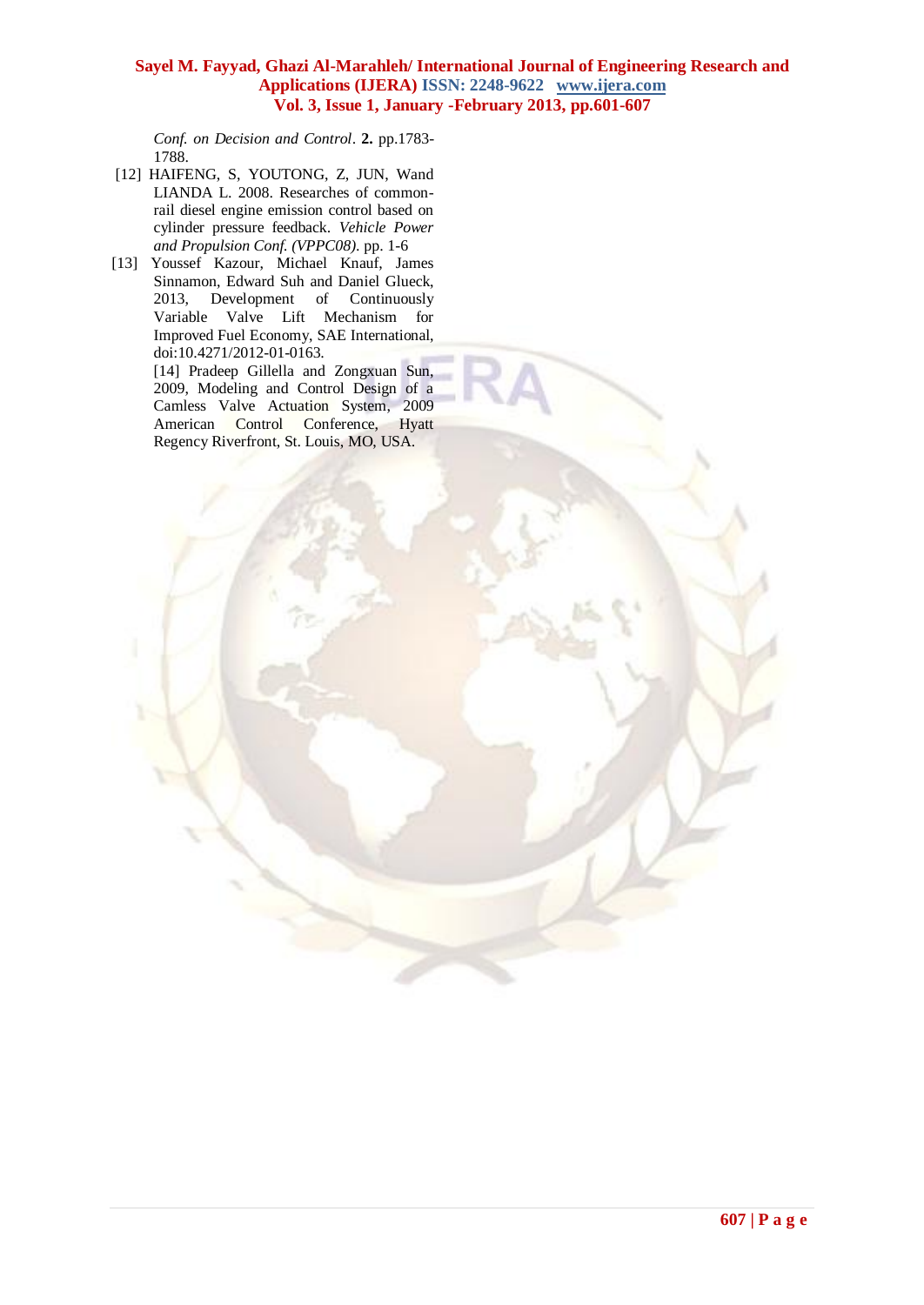*Conf. on Decision and Control*. **2.** pp.1783-1788.

[12] HAIFENG, S, YOUTONG, Z, JUN, Wand LIANDA L. 2008. Researches of common-rail diesel engine emission control based on cylinder pressure feedback. *Vehicle Power and Propulsion Conf. (VPPC08).* pp. 1-6

[13] Youssef Kazour, Michael Knauf, James Sinnamon, Edward Suh and Daniel Glueck, 2013, Development of Continuously Variable Valve Lift Mechanism for Improved Fuel Economy, SAE International, doi:10.4271/2012-01-0163.

[14] Pradeep Gillella and Zongxuan Sun, 2009, Modeling and Control Design of a Camless Valve Actuation System, 2009 American Control Conference, Hyatt Regency Riverfront, St. Louis, MO, USA.